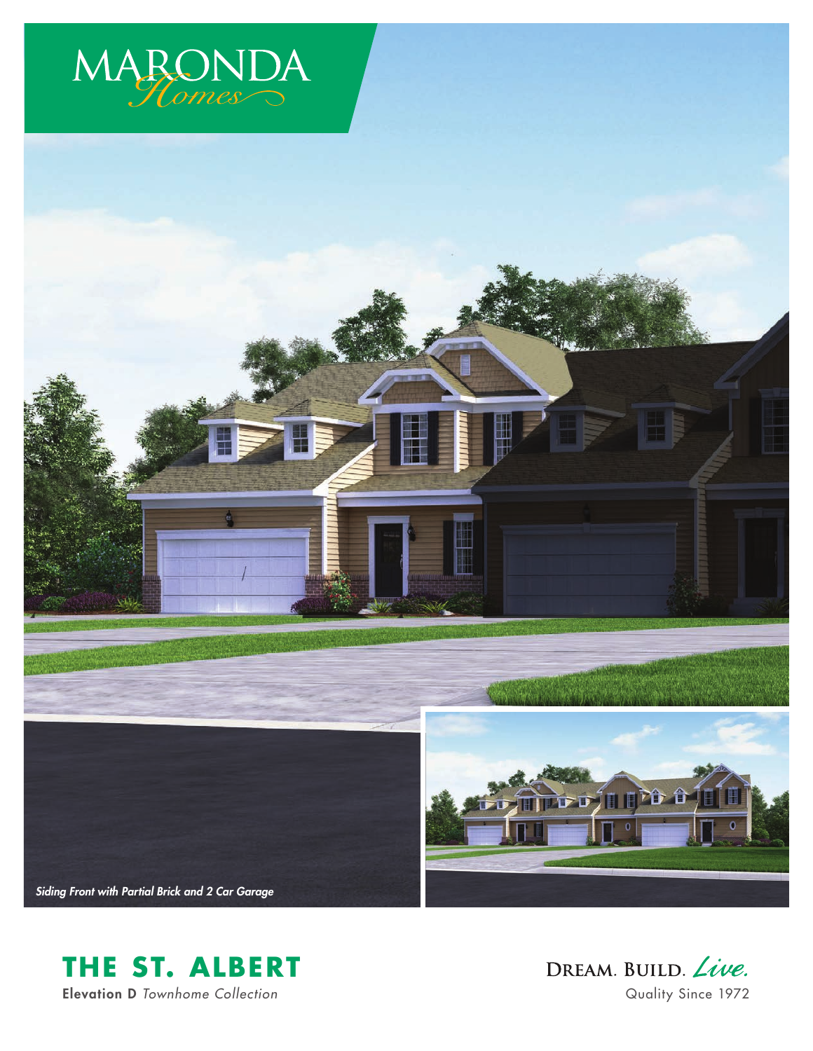MARONDA *Homes*

*Siding Front with Partial Brick and 2 Car Garage*

# THE ST. ALBERT

**Elevation D** *Townhome Collection*

DREAM. BUILD. *Live.*

Quality Since 1972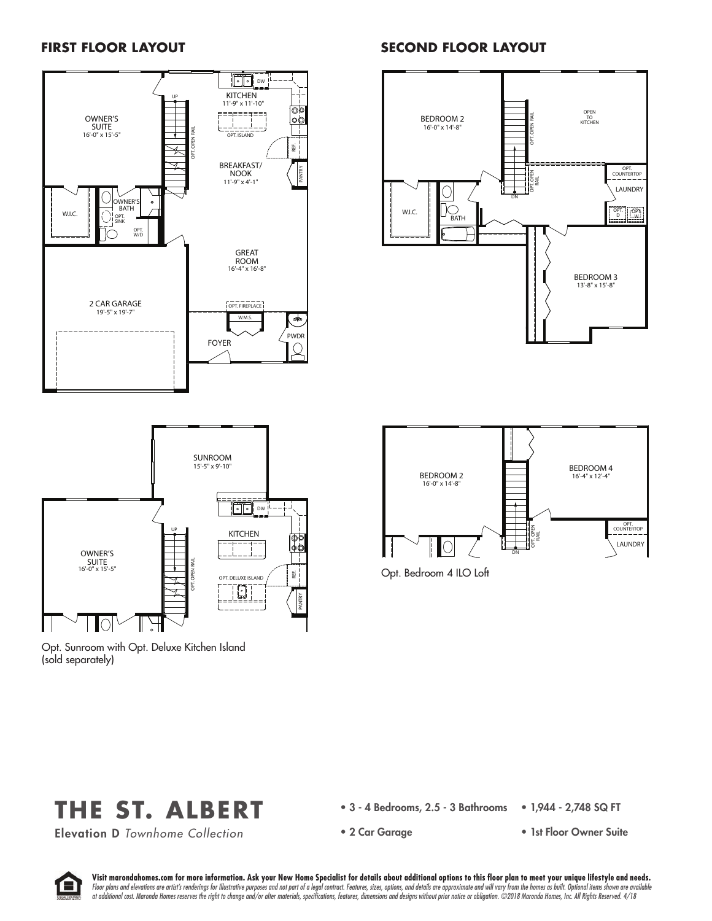## FIRST FLOOR LAYOUT

OWNER'S SUITE
16'-0" x 15'-5"

W.I.C.

OWNER'S BATH

OPT. SINK

OPT. W/D

UP

OPT. OPEN RAIL

KITCHEN
11'-9" x 11'-10"

DW

OPT. ISLAND

REF.

PANTRY

BREAKFAST/ NOOK
11'-9" x 4'-1"

GREAT ROOM
16'-4" x 16'-8"

2 CAR GARAGE
19'-5" x 19'-7"

OPT. FIREPLACE

W.M.S.

FOYER

PWDR

## SECOND FLOOR LAYOUT

BEDROOM 2
16'-0" x 14'-8"

OPT. OPEN RAIL

OPEN TO KITCHEN

OPT. COUNTERTOP

LAUNDRY

OPT. D

OPT. W

DN

W.I.C.

BATH

BEDROOM 3
13'-8" x 15'-8"

SUNROOM
15'-5" x 9'-10"

DW

KITCHEN

OWNER'S SUITE
16'-0" x 15'-5"

UP

OPT. OPEN RAIL

OPT. DELUXE ISLAND

REF.

PANTRY

Opt. Sunroom with Opt. Deluxe Kitchen Island (sold separately)

BEDROOM 2
16'-0" x 14'-8"

BEDROOM 4
16'-4" x 12'-4"

OPT. OPEN RAIL

DN

OPT. COUNTERTOP

LAUNDRY

Opt. Bedroom 4 ILO Loft

# THE ST. ALBERT

**Elevation D** *Townhome Collection*

- **3 - 4 Bedrooms, 2.5 - 3 Bathrooms**
- **1,944 - 2,748 SQ FT**
- **2 Car Garage**
- **1st Floor Owner Suite**

**Visit marondahomes.com for more information. Ask your New Home Specialist for details about additional options to this floor plan to meet your unique lifestyle and needs.**
*Floor plans and elevations are artist's renderings for Illustrative purposes and not part of a legal contract. Features, sizes, options, and details are approximate and will vary from the homes as built. Optional items shown are available at additional cost. Maronda Homes reserves the right to change and/or alter materials, specifications, features, dimensions and designs without prior notice or obligation. ©2018 Maronda Homes, Inc. All Rights Reserved. 4/18*